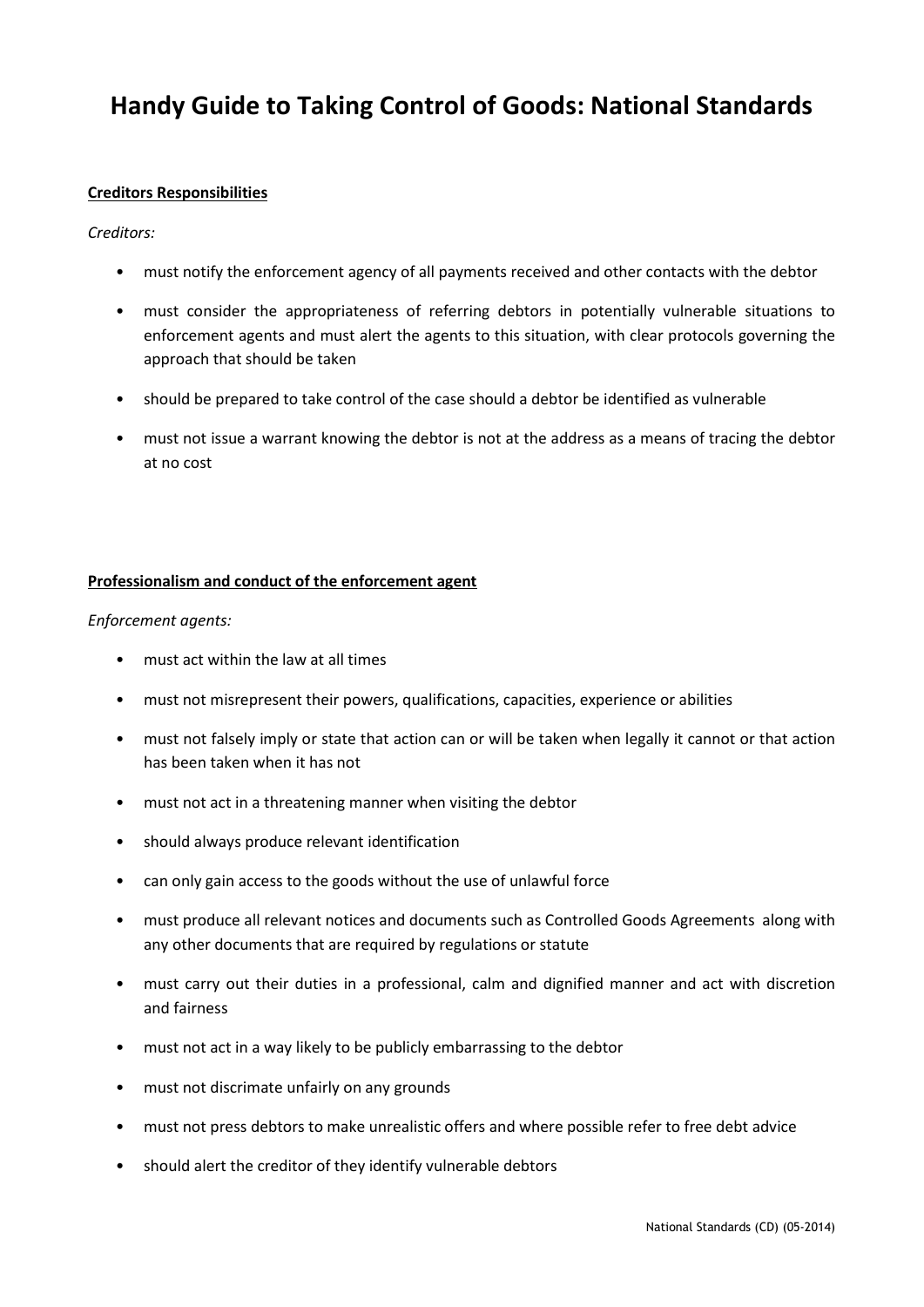# Handy Guide to Taking Control of Goods: National Standards

**Creditors Responsibilities**

*Creditors:*

- must notify the enforcement agency of all payments received and other contacts with the debtor
- must consider the appropriateness of referring debtors in potentially vulnerable situations to enforcement agents and must alert the agents to this situation, with clear protocols governing the approach that should be taken
- should be prepared to take control of the case should a debtor be identified as vulnerable
- must not issue a warrant knowing the debtor is not at the address as a means of tracing the debtor at no cost

**Professionalism and conduct of the enforcement agent**

*Enforcement agents:*

- must act within the law at all times
- must not misrepresent their powers, qualifications, capacities, experience or abilities
- must not falsely imply or state that action can or will be taken when legally it cannot or that action has been taken when it has not
- must not act in a threatening manner when visiting the debtor
- should always produce relevant identification
- can only gain access to the goods without the use of unlawful force
- must produce all relevant notices and documents such as Controlled Goods Agreements along with any other documents that are required by regulations or statute
- must carry out their duties in a professional, calm and dignified manner and act with discretion and fairness
- must not act in a way likely to be publicly embarrassing to the debtor
- must not discrimate unfairly on any grounds
- must not press debtors to make unrealistic offers and where possible refer to free debt advice
- should alert the creditor of they identify vulnerable debtors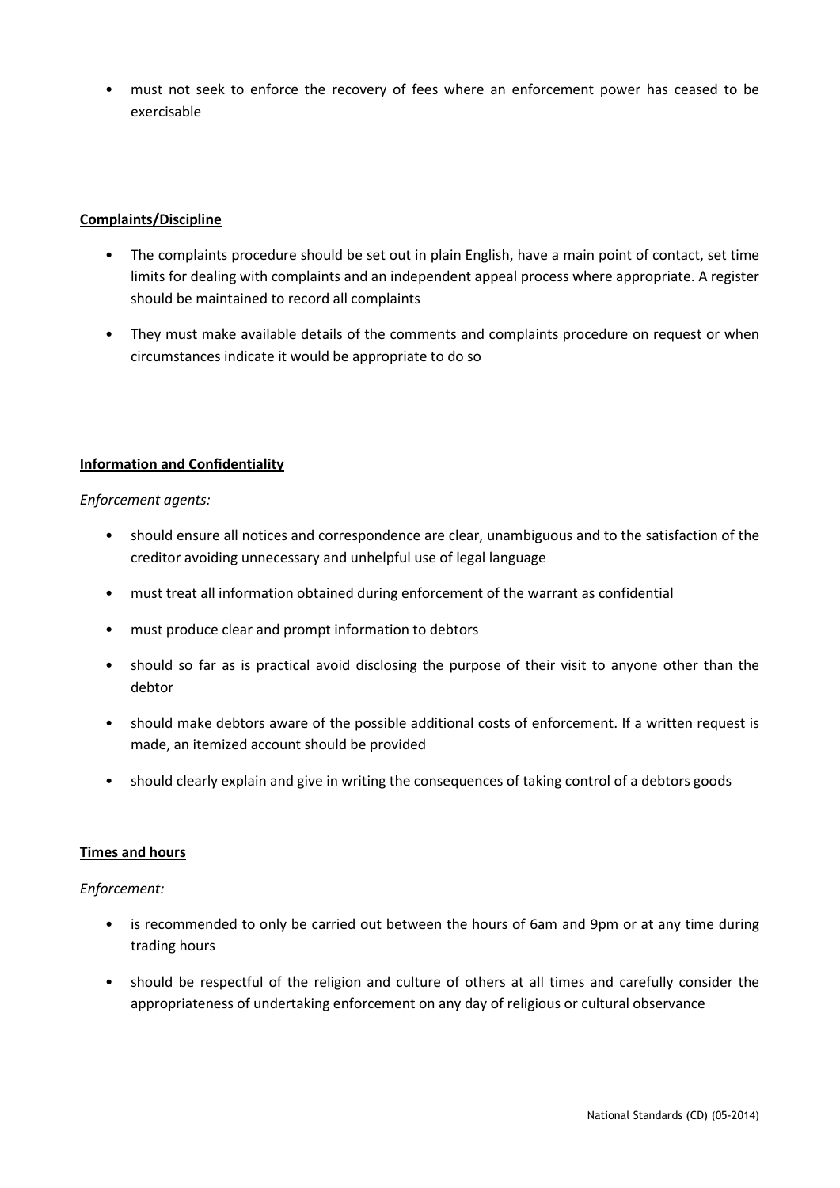- must not seek to enforce the recovery of fees where an enforcement power has ceased to be exercisable

**Complaints/Discipline**

- The complaints procedure should be set out in plain English, have a main point of contact, set time limits for dealing with complaints and an independent appeal process where appropriate. A register should be maintained to record all complaints
- They must make available details of the comments and complaints procedure on request or when circumstances indicate it would be appropriate to do so

**Information and Confidentiality**

*Enforcement agents:*

- should ensure all notices and correspondence are clear, unambiguous and to the satisfaction of the creditor avoiding unnecessary and unhelpful use of legal language
- must treat all information obtained during enforcement of the warrant as confidential
- must produce clear and prompt information to debtors
- should so far as is practical avoid disclosing the purpose of their visit to anyone other than the debtor
- should make debtors aware of the possible additional costs of enforcement. If a written request is made, an itemized account should be provided
- should clearly explain and give in writing the consequences of taking control of a debtors goods

**Times and hours**

*Enforcement:*

- is recommended to only be carried out between the hours of 6am and 9pm or at any time during trading hours
- should be respectful of the religion and culture of others at all times and carefully consider the appropriateness of undertaking enforcement on any day of religious or cultural observance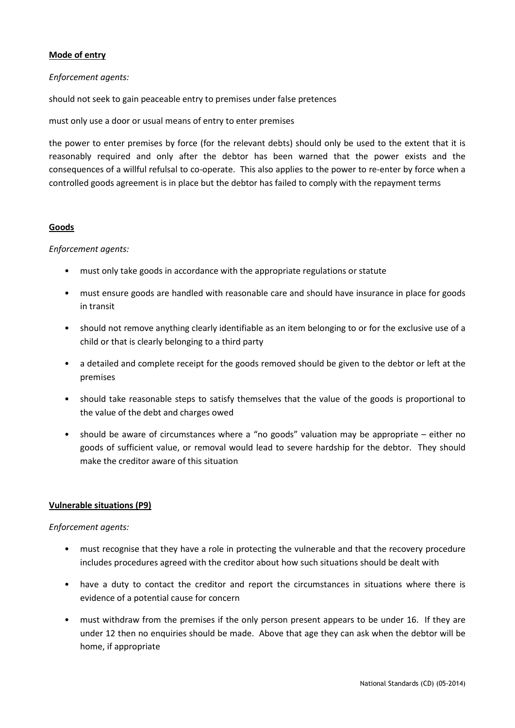**Mode of entry**

*Enforcement agents:*

should not seek to gain peaceable entry to premises under false pretences

must only use a door or usual means of entry to enter premises

the power to enter premises by force (for the relevant debts) should only be used to the extent that it is reasonably required and only after the debtor has been warned that the power exists and the consequences of a willful refulsal to co-operate. This also applies to the power to re-enter by force when a controlled goods agreement is in place but the debtor has failed to comply with the repayment terms

**Goods**

*Enforcement agents:*

- must only take goods in accordance with the appropriate regulations or statute
- must ensure goods are handled with reasonable care and should have insurance in place for goods in transit
- should not remove anything clearly identifiable as an item belonging to or for the exclusive use of a child or that is clearly belonging to a third party
- a detailed and complete receipt for the goods removed should be given to the debtor or left at the premises
- should take reasonable steps to satisfy themselves that the value of the goods is proportional to the value of the debt and charges owed
- should be aware of circumstances where a "no goods" valuation may be appropriate – either no goods of sufficient value, or removal would lead to severe hardship for the debtor. They should make the creditor aware of this situation

**Vulnerable situations (P9)**

*Enforcement agents:*

- must recognise that they have a role in protecting the vulnerable and that the recovery procedure includes procedures agreed with the creditor about how such situations should be dealt with
- have a duty to contact the creditor and report the circumstances in situations where there is evidence of a potential cause for concern
- must withdraw from the premises if the only person present appears to be under 16. If they are under 12 then no enquiries should be made. Above that age they can ask when the debtor will be home, if appropriate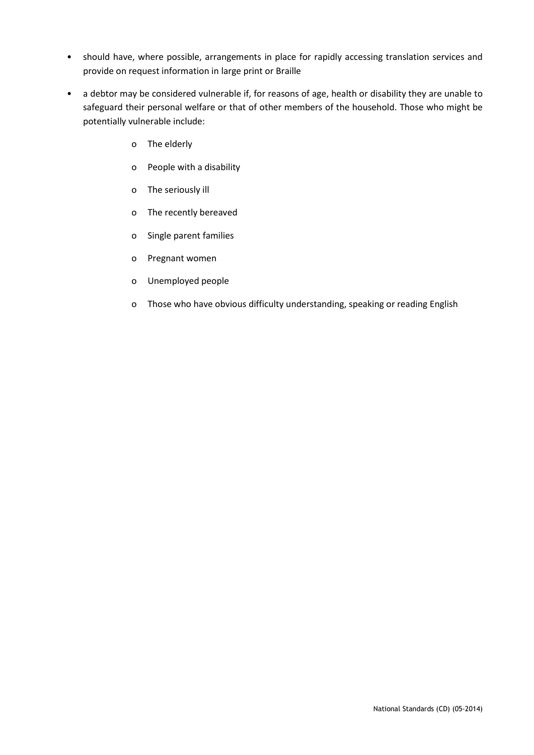- should have, where possible, arrangements in place for rapidly accessing translation services and provide on request information in large print or Braille
- a debtor may be considered vulnerable if, for reasons of age, health or disability they are unable to safeguard their personal welfare or that of other members of the household. Those who might be potentially vulnerable include:
  - The elderly
  - People with a disability
  - The seriously ill
  - The recently bereaved
  - Single parent families
  - Pregnant women
  - Unemployed people
  - Those who have obvious difficulty understanding, speaking or reading English